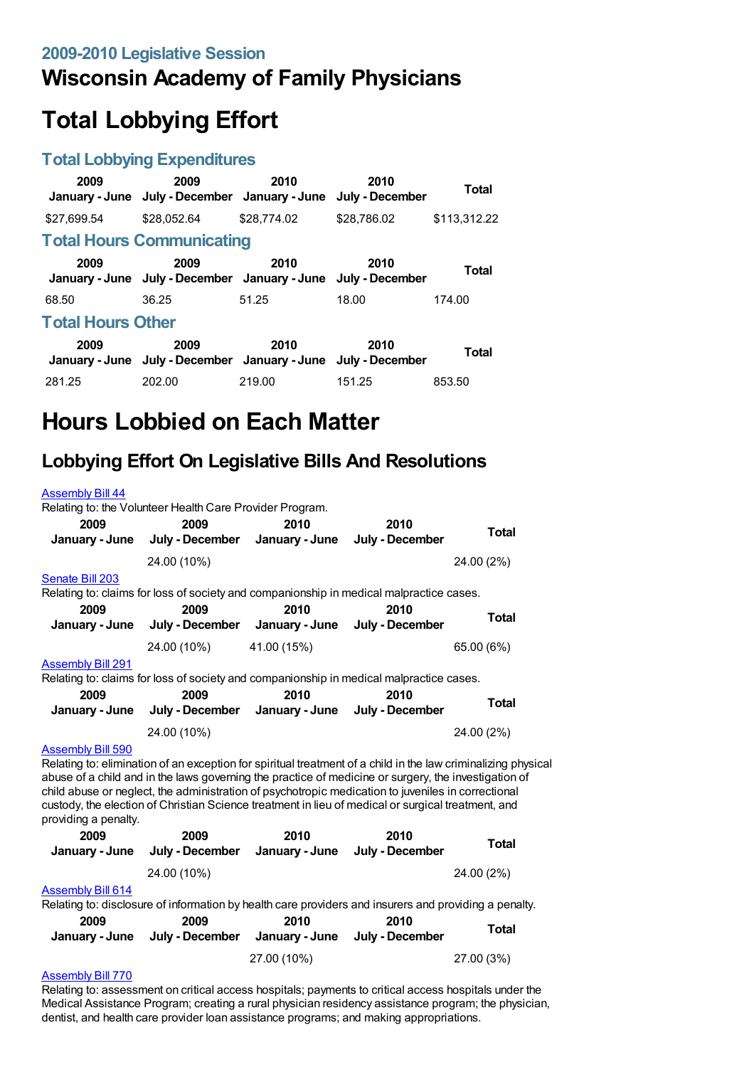## 2009-2010 Legislative Session

# Wisconsin Academy of Family Physicians

# Total Lobbying Effort

## Total Lobbying Expenditures

| 2009 January - June | 2009 July - December | 2010 January - June | 2010 July - December | Total |
|---|---|---|---|---|
| $27,699.54 | $28,052.64 | $28,774.02 | $28,786.02 | $113,312.22 |

## Total Hours Communicating

| 2009 January - June | 2009 July - December | 2010 January - June | 2010 July - December | Total |
|---|---|---|---|---|
| 68.50 | 36.25 | 51.25 | 18.00 | 174.00 |

## Total Hours Other

| 2009 January - June | 2009 July - December | 2010 January - June | 2010 July - December | Total |
|---|---|---|---|---|
| 281.25 | 202.00 | 219.00 | 151.25 | 853.50 |

# Hours Lobbied on Each Matter

## Lobbying Effort On Legislative Bills And Resolutions

Assembly Bill 44

Relating to: the Volunteer Health Care Provider Program.

| 2009 January - June | 2009 July - December | 2010 January - June | 2010 July - December | Total |
|---|---|---|---|---|
| | 24.00 (10%) | | | 24.00 (2%) |

Senate Bill 203

Relating to: claims for loss of society and companionship in medical malpractice cases.

| 2009 January - June | 2009 July - December | 2010 January - June | 2010 July - December | Total |
|---|---|---|---|---|
| | 24.00 (10%) | 41.00 (15%) | | 65.00 (6%) |

Assembly Bill 291

Relating to: claims for loss of society and companionship in medical malpractice cases.

| 2009 January - June | 2009 July - December | 2010 January - June | 2010 July - December | Total |
|---|---|---|---|---|
| | 24.00 (10%) | | | 24.00 (2%) |

Assembly Bill 590

Relating to: elimination of an exception for spiritual treatment of a child in the law criminalizing physical abuse of a child and in the laws governing the practice of medicine or surgery, the investigation of child abuse or neglect, the administration of psychotropic medication to juveniles in correctional custody, the election of Christian Science treatment in lieu of medical or surgical treatment, and providing a penalty.

| 2009 January - June | 2009 July - December | 2010 January - June | 2010 July - December | Total |
|---|---|---|---|---|
| | 24.00 (10%) | | | 24.00 (2%) |

Assembly Bill 614

Relating to: disclosure of information by health care providers and insurers and providing a penalty.

| 2009 January - June | 2009 July - December | 2010 January - June | 2010 July - December | Total |
|---|---|---|---|---|
| | | 27.00 (10%) | | 27.00 (3%) |

Assembly Bill 770

Relating to: assessment on critical access hospitals; payments to critical access hospitals under the Medical Assistance Program; creating a rural physician residency assistance program; the physician, dentist, and health care provider loan assistance programs; and making appropriations.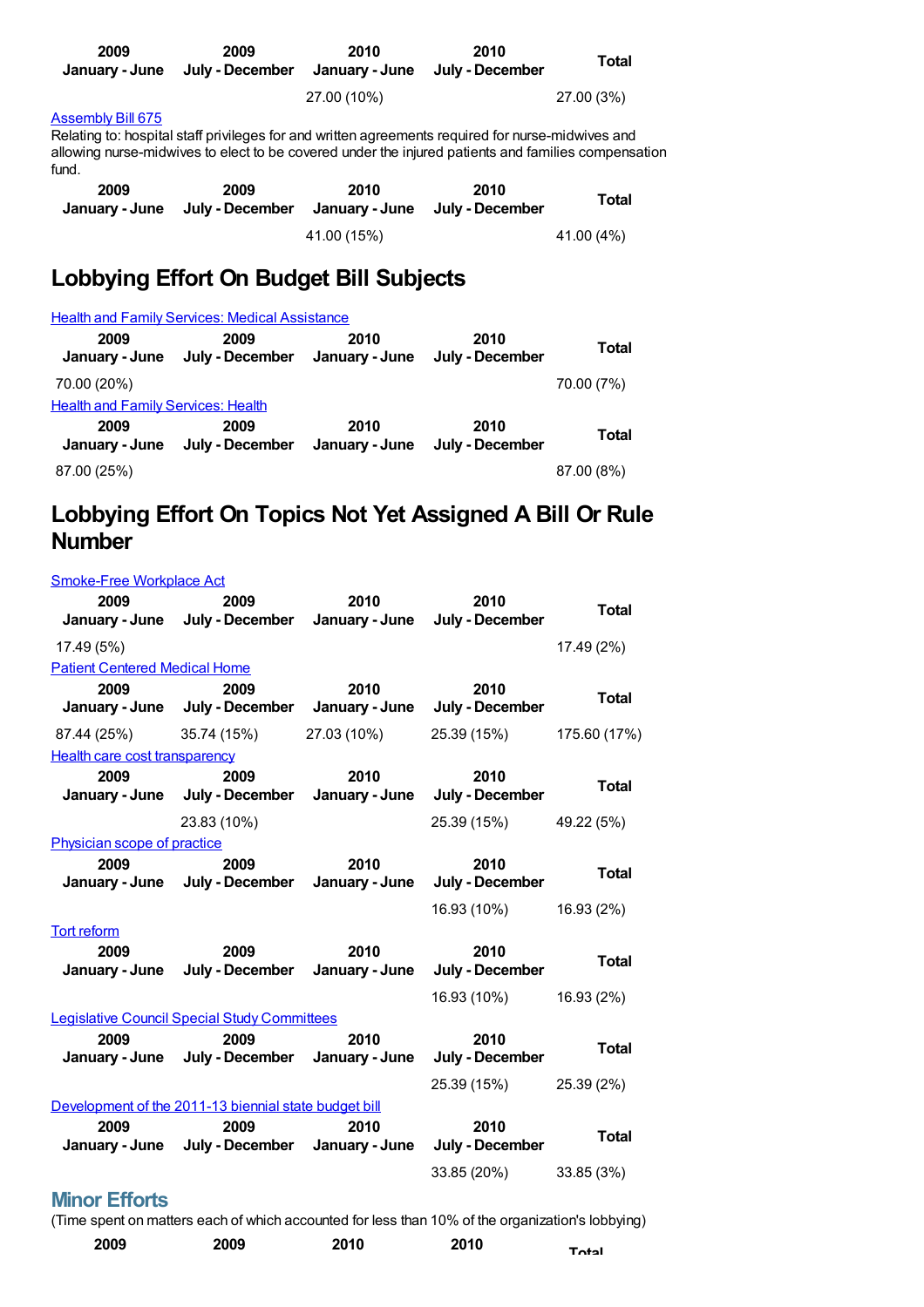| 2009 January - June | 2009 July - December | 2010 January - June | 2010 July - December | Total |
|---|---|---|---|---|
| | | 27.00 (10%) | | 27.00 (3%) |

Assembly Bill 675

Relating to: hospital staff privileges for and written agreements required for nurse-midwives and allowing nurse-midwives to elect to be covered under the injured patients and families compensation fund.

| 2009 January - June | 2009 July - December | 2010 January - June | 2010 July - December | Total |
|---|---|---|---|---|
| | | 41.00 (15%) | | 41.00 (4%) |

## Lobbying Effort On Budget Bill Subjects

Health and Family Services: Medical Assistance

| 2009 January - June | 2009 July - December | 2010 January - June | 2010 July - December | Total |
|---|---|---|---|---|
| 70.00 (20%) | | | | 70.00 (7%) |

Health and Family Services: Health

| 2009 January - June | 2009 July - December | 2010 January - June | 2010 July - December | Total |
|---|---|---|---|---|
| 87.00 (25%) | | | | 87.00 (8%) |

## Lobbying Effort On Topics Not Yet Assigned A Bill Or Rule Number

Smoke-Free Workplace Act

| 2009 January - June | 2009 July - December | 2010 January - June | 2010 July - December | Total |
|---|---|---|---|---|
| 17.49 (5%) | | | | 17.49 (2%) |

Patient Centered Medical Home

| 2009 January - June | 2009 July - December | 2010 January - June | 2010 July - December | Total |
|---|---|---|---|---|
| 87.44 (25%) | 35.74 (15%) | 27.03 (10%) | 25.39 (15%) | 175.60 (17%) |

Health care cost transparency

| 2009 January - June | 2009 July - December | 2010 January - June | 2010 July - December | Total |
|---|---|---|---|---|
| | 23.83 (10%) | | 25.39 (15%) | 49.22 (5%) |

Physician scope of practice

| 2009 January - June | 2009 July - December | 2010 January - June | 2010 July - December | Total |
|---|---|---|---|---|
| | | | 16.93 (10%) | 16.93 (2%) |

Tort reform

| 2009 January - June | 2009 July - December | 2010 January - June | 2010 July - December | Total |
|---|---|---|---|---|
| | | | 16.93 (10%) | 16.93 (2%) |

Legislative Council Special Study Committees

| 2009 January - June | 2009 July - December | 2010 January - June | 2010 July - December | Total |
|---|---|---|---|---|
| | | | 25.39 (15%) | 25.39 (2%) |

Development of the 2011-13 biennial state budget bill

| 2009 January - June | 2009 July - December | 2010 January - June | 2010 July - December | Total |
|---|---|---|---|---|
| | | | 33.85 (20%) | 33.85 (3%) |

### Minor Efforts

(Time spent on matters each of which accounted for less than 10% of the organization's lobbying)

| 2009 | 2009 | 2010 | 2010 | Total |
|---|---|---|---|---|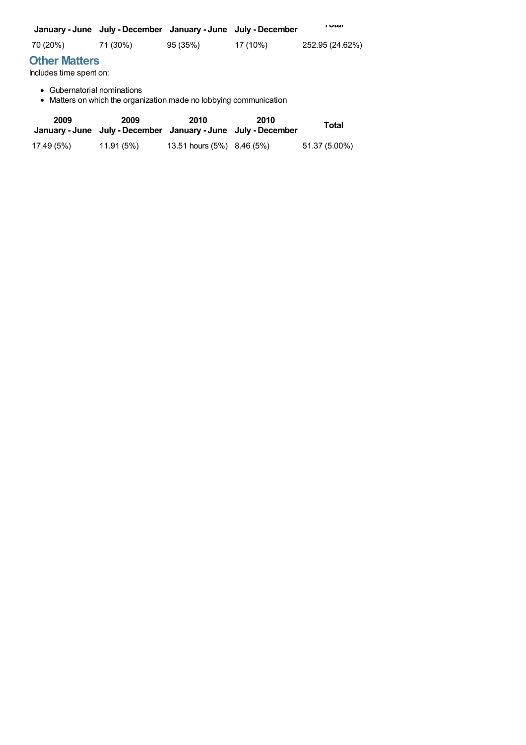| January - June | July - December | January - June | July - December | Total |
|---|---|---|---|---|
| 70 (20%) | 71 (30%) | 95 (35%) | 17 (10%) | 252.95 (24.62%) |

## Other Matters

Includes time spent on:

- Gubernatorial nominations
- Matters on which the organization made no lobbying communication

| 2009 January - June | 2009 July - December | 2010 January - June | 2010 July - December | Total |
|---|---|---|---|---|
| 17.49 (5%) | 11.91 (5%) | 13.51 hours (5%) | 8.46 (5%) | 51.37 (5.00%) |